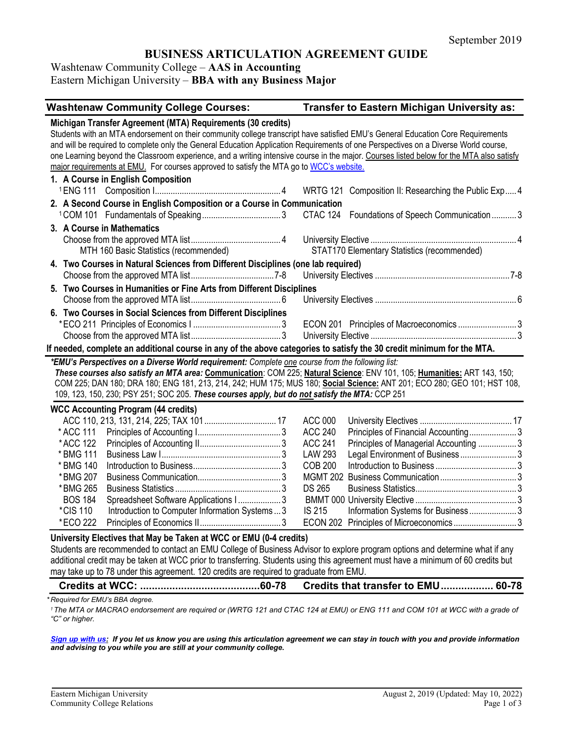September 2019

# BUSINESS ARTICULATION AGREEMENT GUIDE

Washtenaw Community College – **AAS in Accounting**
Eastern Michigan University – **BBA with any Business Major**

| Washtenaw Community College Courses: | | Transfer to Eastern Michigan University as: | |
|---|---|---|---|
| **Michigan Transfer Agreement (MTA) Requirements (30 credits)** | | | |

Students with an MTA endorsement on their community college transcript have satisfied EMU's General Education Core Requirements and will be required to complete only the General Education Application Requirements of one Perspectives on a Diverse World course, one Learning beyond the Classroom experience, and a writing intensive course in the major. Courses listed below for the MTA also satisfy major requirements at EMU. For courses approved to satisfy the MTA go to [WCC's website.]()

**1. A Course in English Composition**

| WCC Course | Credits | EMU Course | Credits |
|---|---|---|---|
| [1]ENG 111 Composition I | 4 | WRTG 121 Composition II: Researching the Public Exp | 4 |

**2. A Second Course in English Composition or a Course in Communication**

| WCC Course | Credits | EMU Course | Credits |
|---|---|---|---|
| [1]COM 101 Fundamentals of Speaking | 3 | CTAC 124 Foundations of Speech Communication | 3 |

**3. A Course in Mathematics**

| WCC Course | Credits | EMU Course | Credits |
|---|---|---|---|
| Choose from the approved MTA list<br>MTH 160 Basic Statistics (recommended) | 4 | University Elective<br>STAT170 Elementary Statistics (recommended) | 4 |

**4. Two Courses in Natural Sciences from Different Disciplines (one lab required)**

| WCC Course | Credits | EMU Course | Credits |
|---|---|---|---|
| Choose from the approved MTA list | 7-8 | University Electives | 7-8 |

**5. Two Courses in Humanities or Fine Arts from Different Disciplines**

| WCC Course | Credits | EMU Course | Credits |
|---|---|---|---|
| Choose from the approved MTA list | 6 | University Electives | 6 |

**6. Two Courses in Social Sciences from Different Disciplines**

| WCC Course | Credits | EMU Course | Credits |
|---|---|---|---|
| *ECO 211 Principles of Economics I | 3 | ECON 201 Principles of Macroeconomics | 3 |
| Choose from the approved MTA list | 3 | University Elective | 3 |

**If needed, complete an additional course in any of the above categories to satisfy the 30 credit minimum for the MTA.**

***EMU's Perspectives on a Diverse World requirement:** Complete one course from the following list:*
***These courses also satisfy an MTA area:** **Communication**: COM 225; **Natural Science**: ENV 101, 105; **Humanities:** ART 143, 150; COM 225; DAN 180; DRA 180; ENG 181, 213, 214, 242; HUM 175; MUS 180; **Social Science:** ANT 201; ECO 280; GEO 101; HST 108, 109, 123, 150, 230; PSY 251; SOC 205. **These courses apply, but do not satisfy the MTA:** CCP 251*

**WCC Accounting Program (44 credits)**

| WCC Course | | Credits | EMU Course | | Credits |
|---|---|---|---|---|---|
| ACC 110, 213, 131, 214, 225; TAX 101 | | 17 | ACC 000 | University Electives | 17 |
| *ACC 111 | Principles of Accounting I | 3 | ACC 240 | Principles of Financial Accounting | 3 |
| *ACC 122 | Principles of Accounting II | 3 | ACC 241 | Principles of Managerial Accounting | 3 |
| *BMG 111 | Business Law I | 3 | LAW 293 | Legal Environment of Business | 3 |
| *BMG 140 | Introduction to Business | 3 | COB 200 | Introduction to Business | 3 |
| *BMG 207 | Business Communication | 3 | MGMT 202 | Business Communication | 3 |
| *BMG 265 | Business Statistics | 3 | DS 265 | Business Statistics | 3 |
| BOS 184 | Spreadsheet Software Applications I | 3 | BMMT 000 | University Elective | 3 |
| *CIS 110 | Introduction to Computer Information Systems | 3 | IS 215 | Information Systems for Business | 3 |
| *ECO 222 | Principles of Economics II | 3 | ECON 202 | Principles of Microeconomics | 3 |

**University Electives that May be Taken at WCC or EMU (0-4 credits)**

Students are recommended to contact an EMU College of Business Advisor to explore program options and determine what if any additional credit may be taken at WCC prior to transferring. Students using this agreement must have a minimum of 60 credits but may take up to 78 under this agreement. 120 credits are required to graduate from EMU.

| **Credits at WCC:** | **60-78** | **Credits that transfer to EMU** | **60-78** |
|---|---|---|---|

*\* Required for EMU's BBA degree.*

*[1] The MTA or MACRAO endorsement are required or (WRTG 121 and CTAC 124 at EMU) or ENG 111 and COM 101 at WCC with a grade of "C" or higher.*

***[Sign up with us](): If you let us know you are using this articulation agreement we can stay in touch with you and provide information and advising to you while you are still at your community college.***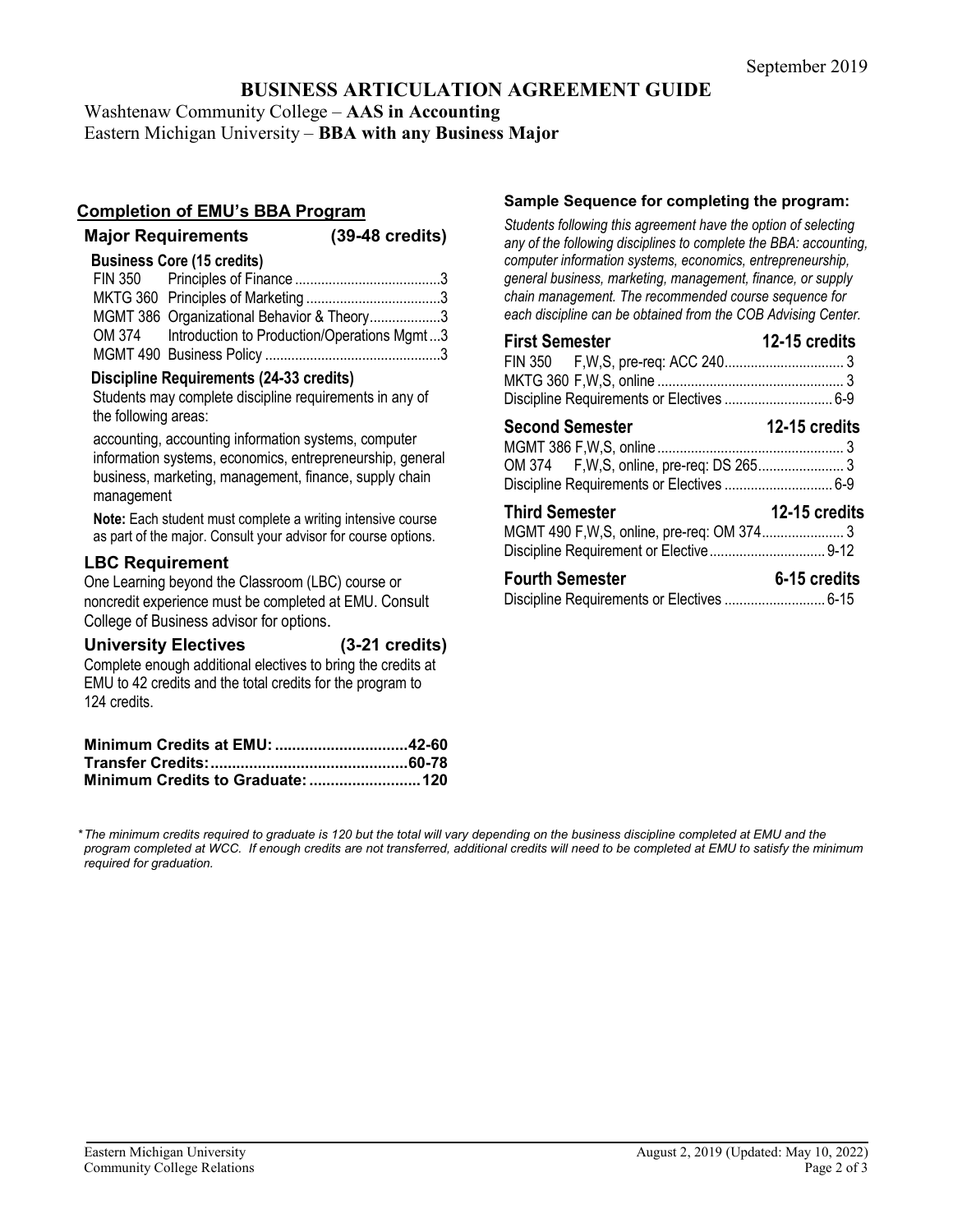September 2019

# BUSINESS ARTICULATION AGREEMENT GUIDE

Washtenaw Community College – **AAS in Accounting**
Eastern Michigan University – **BBA with any Business Major**

## Completion of EMU's BBA Program

### Major Requirements (39-48 credits)

**Business Core (15 credits)**

| Course | Title | Credits |
|---|---|---|
| FIN 350 | Principles of Finance | 3 |
| MKTG 360 | Principles of Marketing | 3 |
| MGMT 386 | Organizational Behavior & Theory | 3 |
| OM 374 | Introduction to Production/Operations Mgmt | 3 |
| MGMT 490 | Business Policy | 3 |

**Discipline Requirements (24-33 credits)**

Students may complete discipline requirements in any of the following areas:

accounting, accounting information systems, computer information systems, economics, entrepreneurship, general business, marketing, management, finance, supply chain management

**Note:** Each student must complete a writing intensive course as part of the major. Consult your advisor for course options.

### LBC Requirement

One Learning beyond the Classroom (LBC) course or noncredit experience must be completed at EMU. Consult College of Business advisor for options.

### University Electives (3-21 credits)

Complete enough additional electives to bring the credits at EMU to 42 credits and the total credits for the program to 124 credits.

**Minimum Credits at EMU: ...............................42-60**
**Transfer Credits:..............................................60-78**
**Minimum Credits to Graduate: ..........................120**

### Sample Sequence for completing the program:

*Students following this agreement have the option of selecting any of the following disciplines to complete the BBA: accounting, computer information systems, economics, entrepreneurship, general business, marketing, management, finance, or supply chain management. The recommended course sequence for each discipline can be obtained from the COB Advising Center.*

**First Semester — 12-15 credits**

| Course | Notes | Credits |
|---|---|---|
| FIN 350 | F,W,S, pre-req: ACC 240 | 3 |
| MKTG 360 | F,W,S, online | 3 |
| Discipline Requirements or Electives | | 6-9 |

**Second Semester — 12-15 credits**

| Course | Notes | Credits |
|---|---|---|
| MGMT 386 | F,W,S, online | 3 |
| OM 374 | F,W,S, online, pre-req: DS 265 | 3 |
| Discipline Requirements or Electives | | 6-9 |

**Third Semester — 12-15 credits**

| Course | Notes | Credits |
|---|---|---|
| MGMT 490 | F,W,S, online, pre-req: OM 374 | 3 |
| Discipline Requirement or Elective | | 9-12 |

**Fourth Semester — 6-15 credits**

| Course | Notes | Credits |
|---|---|---|
| Discipline Requirements or Electives | | 6-15 |

*\*The minimum credits required to graduate is 120 but the total will vary depending on the business discipline completed at EMU and the program completed at WCC. If enough credits are not transferred, additional credits will need to be completed at EMU to satisfy the minimum required for graduation.*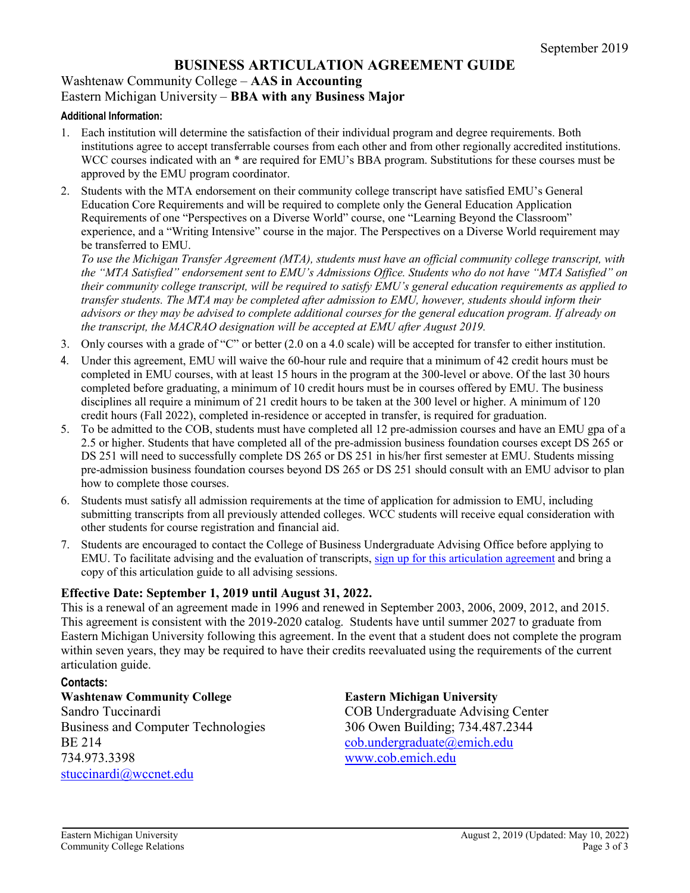September 2019

# BUSINESS ARTICULATION AGREEMENT GUIDE

Washtenaw Community College – **AAS in Accounting**
Eastern Michigan University – **BBA with any Business Major**

**Additional Information:**

1. Each institution will determine the satisfaction of their individual program and degree requirements. Both institutions agree to accept transferrable courses from each other and from other regionally accredited institutions. WCC courses indicated with an * are required for EMU's BBA program. Substitutions for these courses must be approved by the EMU program coordinator.
2. Students with the MTA endorsement on their community college transcript have satisfied EMU's General Education Core Requirements and will be required to complete only the General Education Application Requirements of one "Perspectives on a Diverse World" course, one "Learning Beyond the Classroom" experience, and a "Writing Intensive" course in the major. The Perspectives on a Diverse World requirement may be transferred to EMU.
   *To use the Michigan Transfer Agreement (MTA), students must have an official community college transcript, with the "MTA Satisfied" endorsement sent to EMU's Admissions Office. Students who do not have "MTA Satisfied" on their community college transcript, will be required to satisfy EMU's general education requirements as applied to transfer students. The MTA may be completed after admission to EMU, however, students should inform their advisors or they may be advised to complete additional courses for the general education program. If already on the transcript, the MACRAO designation will be accepted at EMU after August 2019.*
3. Only courses with a grade of "C" or better (2.0 on a 4.0 scale) will be accepted for transfer to either institution.
4. Under this agreement, EMU will waive the 60-hour rule and require that a minimum of 42 credit hours must be completed in EMU courses, with at least 15 hours in the program at the 300-level or above. Of the last 30 hours completed before graduating, a minimum of 10 credit hours must be in courses offered by EMU. The business disciplines all require a minimum of 21 credit hours to be taken at the 300 level or higher. A minimum of 120 credit hours (Fall 2022), completed in-residence or accepted in transfer, is required for graduation.
5. To be admitted to the COB, students must have completed all 12 pre-admission courses and have an EMU gpa of a 2.5 or higher. Students that have completed all of the pre-admission business foundation courses except DS 265 or DS 251 will need to successfully complete DS 265 or DS 251 in his/her first semester at EMU. Students missing pre-admission business foundation courses beyond DS 265 or DS 251 should consult with an EMU advisor to plan how to complete those courses.
6. Students must satisfy all admission requirements at the time of application for admission to EMU, including submitting transcripts from all previously attended colleges. WCC students will receive equal consideration with other students for course registration and financial aid.
7. Students are encouraged to contact the College of Business Undergraduate Advising Office before applying to EMU. To facilitate advising and the evaluation of transcripts, sign up for this articulation agreement and bring a copy of this articulation guide to all advising sessions.

## Effective Date: September 1, 2019 until August 31, 2022.

This is a renewal of an agreement made in 1996 and renewed in September 2003, 2006, 2009, 2012, and 2015. This agreement is consistent with the 2019-2020 catalog. Students have until summer 2027 to graduate from Eastern Michigan University following this agreement. In the event that a student does not complete the program within seven years, they may be required to have their credits reevaluated using the requirements of the current articulation guide.

**Contacts:**

**Washtenaw Community College**
Sandro Tuccinardi
Business and Computer Technologies
BE 214
734.973.3398
stuccinardi@wccnet.edu

**Eastern Michigan University**
COB Undergraduate Advising Center
306 Owen Building; 734.487.2344
cob.undergraduate@emich.edu
www.cob.emich.edu

Eastern Michigan University
Community College Relations

August 2, 2019 (Updated: May 10, 2022)